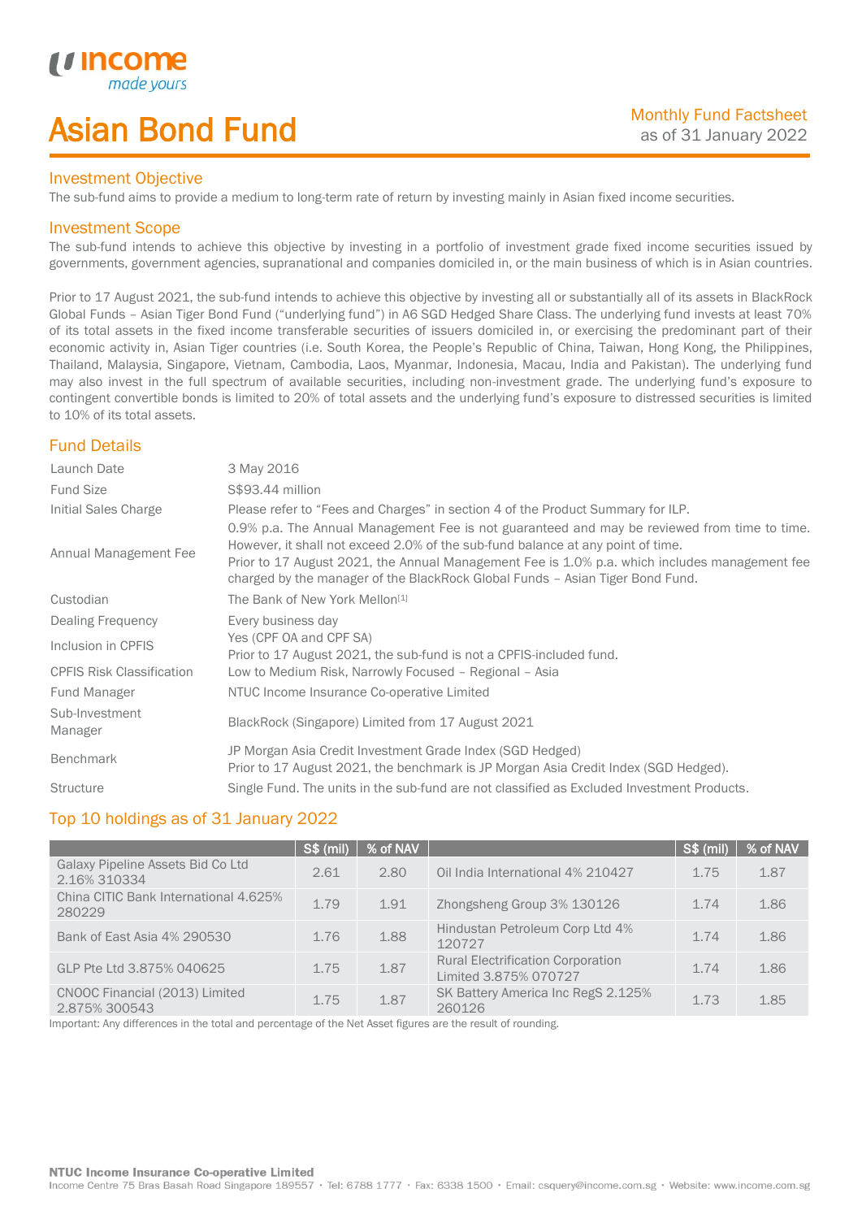income made yours

# Asian Bond Fund

Monthly Fund Factsheet
as of 31 January 2022

## Investment Objective

The sub-fund aims to provide a medium to long-term rate of return by investing mainly in Asian fixed income securities.

## Investment Scope

The sub-fund intends to achieve this objective by investing in a portfolio of investment grade fixed income securities issued by governments, government agencies, supranational and companies domiciled in, or the main business of which is in Asian countries.

Prior to 17 August 2021, the sub-fund intends to achieve this objective by investing all or substantially all of its assets in BlackRock Global Funds – Asian Tiger Bond Fund ("underlying fund") in A6 SGD Hedged Share Class. The underlying fund invests at least 70% of its total assets in the fixed income transferable securities of issuers domiciled in, or exercising the predominant part of their economic activity in, Asian Tiger countries (i.e. South Korea, the People's Republic of China, Taiwan, Hong Kong, the Philippines, Thailand, Malaysia, Singapore, Vietnam, Cambodia, Laos, Myanmar, Indonesia, Macau, India and Pakistan). The underlying fund may also invest in the full spectrum of available securities, including non-investment grade. The underlying fund's exposure to contingent convertible bonds is limited to 20% of total assets and the underlying fund's exposure to distressed securities is limited to 10% of its total assets.

## Fund Details

| | |
|---|---|
| Launch Date | 3 May 2016 |
| Fund Size | S$93.44 million |
| Initial Sales Charge | Please refer to "Fees and Charges" in section 4 of the Product Summary for ILP. |
| Annual Management Fee | 0.9% p.a. The Annual Management Fee is not guaranteed and may be reviewed from time to time. However, it shall not exceed 2.0% of the sub-fund balance at any point of time. Prior to 17 August 2021, the Annual Management Fee is 1.0% p.a. which includes management fee charged by the manager of the BlackRock Global Funds – Asian Tiger Bond Fund. |
| Custodian | The Bank of New York Mellon[1] |
| Dealing Frequency | Every business day |
| Inclusion in CPFIS | Yes (CPF OA and CPF SA) Prior to 17 August 2021, the sub-fund is not a CPFIS-included fund. |
| CPFIS Risk Classification | Low to Medium Risk, Narrowly Focused – Regional – Asia |
| Fund Manager | NTUC Income Insurance Co-operative Limited |
| Sub-Investment Manager | BlackRock (Singapore) Limited from 17 August 2021 |
| Benchmark | JP Morgan Asia Credit Investment Grade Index (SGD Hedged) Prior to 17 August 2021, the benchmark is JP Morgan Asia Credit Index (SGD Hedged). |
| Structure | Single Fund. The units in the sub-fund are not classified as Excluded Investment Products. |

## Top 10 holdings as of 31 January 2022

| | S$ (mil) | % of NAV | | S$ (mil) | % of NAV |
|---|---|---|---|---|---|
| Galaxy Pipeline Assets Bid Co Ltd 2.16% 310334 | 2.61 | 2.80 | Oil India International 4% 210427 | 1.75 | 1.87 |
| China CITIC Bank International 4.625% 280229 | 1.79 | 1.91 | Zhongsheng Group 3% 130126 | 1.74 | 1.86 |
| Bank of East Asia 4% 290530 | 1.76 | 1.88 | Hindustan Petroleum Corp Ltd 4% 120727 | 1.74 | 1.86 |
| GLP Pte Ltd 3.875% 040625 | 1.75 | 1.87 | Rural Electrification Corporation Limited 3.875% 070727 | 1.74 | 1.86 |
| CNOOC Financial (2013) Limited 2.875% 300543 | 1.75 | 1.87 | SK Battery America Inc RegS 2.125% 260126 | 1.73 | 1.85 |

Important: Any differences in the total and percentage of the Net Asset figures are the result of rounding.

**NTUC Income Insurance Co-operative Limited**
Income Centre 75 Bras Basah Road Singapore 189557 • Tel: 6788 1777 • Fax: 6338 1500 • Email: csquery@income.com.sg • Website: www.income.com.sg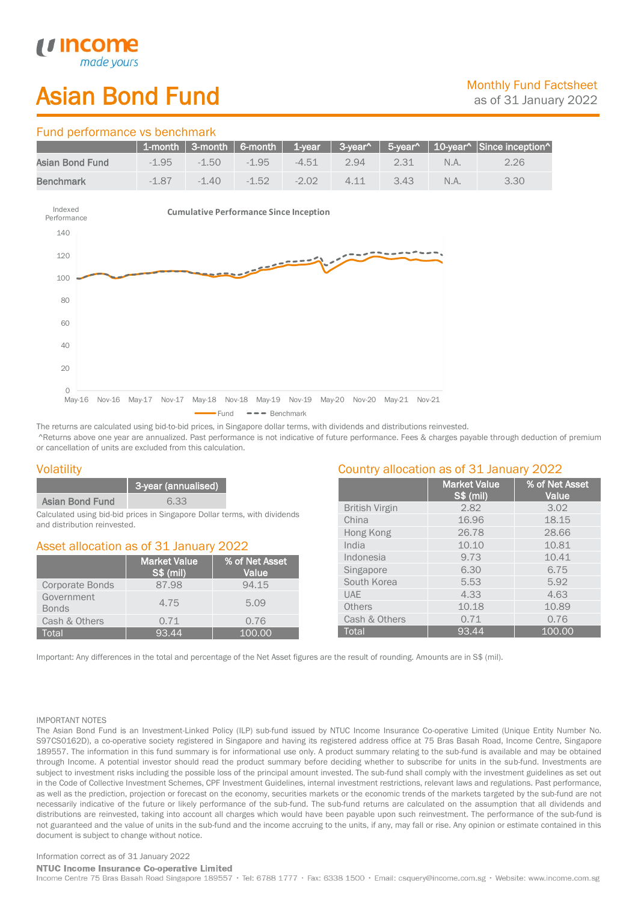# Asian Bond Fund

Monthly Fund Factsheet
as of 31 January 2022

## Fund performance vs benchmark

| | 1-month | 3-month | 6-month | 1-year | 3-year^ | 5-year^ | 10-year^ | Since inception^ |
|---|---|---|---|---|---|---|---|---|
| Asian Bond Fund | -1.95 | -1.50 | -1.95 | -4.51 | 2.94 | 2.31 | N.A. | 2.26 |
| Benchmark | -1.87 | -1.40 | -1.52 | -2.02 | 4.11 | 3.43 | N.A. | 3.30 |

Cumulative Performance Since Inception

Indexed Performance

140
120
100
80
60
40
20
0

May-16 Nov-16 May-17 Nov-17 May-18 Nov-18 May-19 Nov-19 May-20 Nov-20 May-21 Nov-21

Fund — Benchmark

The returns are calculated using bid-to-bid prices, in Singapore dollar terms, with dividends and distributions reinvested.
^Returns above one year are annualized. Past performance is not indicative of future performance. Fees & charges payable through deduction of premium or cancellation of units are excluded from this calculation.

## Volatility

| | 3-year (annualised) |
|---|---|
| Asian Bond Fund | 6.33 |

Calculated using bid-bid prices in Singapore Dollar terms, with dividends and distribution reinvested.

## Asset allocation as of 31 January 2022

| | Market Value S$ (mil) | % of Net Asset Value |
|---|---|---|
| Corporate Bonds | 87.98 | 94.15 |
| Government Bonds | 4.75 | 5.09 |
| Cash & Others | 0.71 | 0.76 |
| Total | 93.44 | 100.00 |

## Country allocation as of 31 January 2022

| | Market Value S$ (mil) | % of Net Asset Value |
|---|---|---|
| British Virgin | 2.82 | 3.02 |
| China | 16.96 | 18.15 |
| Hong Kong | 26.78 | 28.66 |
| India | 10.10 | 10.81 |
| Indonesia | 9.73 | 10.41 |
| Singapore | 6.30 | 6.75 |
| South Korea | 5.53 | 5.92 |
| UAE | 4.33 | 4.63 |
| Others | 10.18 | 10.89 |
| Cash & Others | 0.71 | 0.76 |
| Total | 93.44 | 100.00 |

Important: Any differences in the total and percentage of the Net Asset figures are the result of rounding. Amounts are in S$ (mil).

IMPORTANT NOTES

The Asian Bond Fund is an Investment-Linked Policy (ILP) sub-fund issued by NTUC Income Insurance Co-operative Limited (Unique Entity Number No. S97CS0162D), a co-operative society registered in Singapore and having its registered address office at 75 Bras Basah Road, Income Centre, Singapore 189557. The information in this fund summary is for informational use only. A product summary relating to the sub-fund is available and may be obtained through Income. A potential investor should read the product summary before deciding whether to subscribe for units in the sub-fund. Investments are subject to investment risks including the possible loss of the principal amount invested. The sub-fund shall comply with the investment guidelines as set out in the Code of Collective Investment Schemes, CPF Investment Guidelines, internal investment restrictions, relevant laws and regulations. Past performance, as well as the prediction, projection or forecast on the economy, securities markets or the economic trends of the markets targeted by the sub-fund are not necessarily indicative of the future or likely performance of the sub-fund. The sub-fund returns are calculated on the assumption that all dividends and distributions are reinvested, taking into account all charges which would have been payable upon such reinvestment. The performance of the sub-fund is not guaranteed and the value of units in the sub-fund and the income accruing to the units, if any, may fall or rise. Any opinion or estimate contained in this document is subject to change without notice.

Information correct as of 31 January 2022

**NTUC Income Insurance Co-operative Limited**
Income Centre 75 Bras Basah Road Singapore 189557 • Tel: 6788 1777 • Fax: 6338 1500 • Email: csquery@income.com.sg • Website: www.income.com.sg